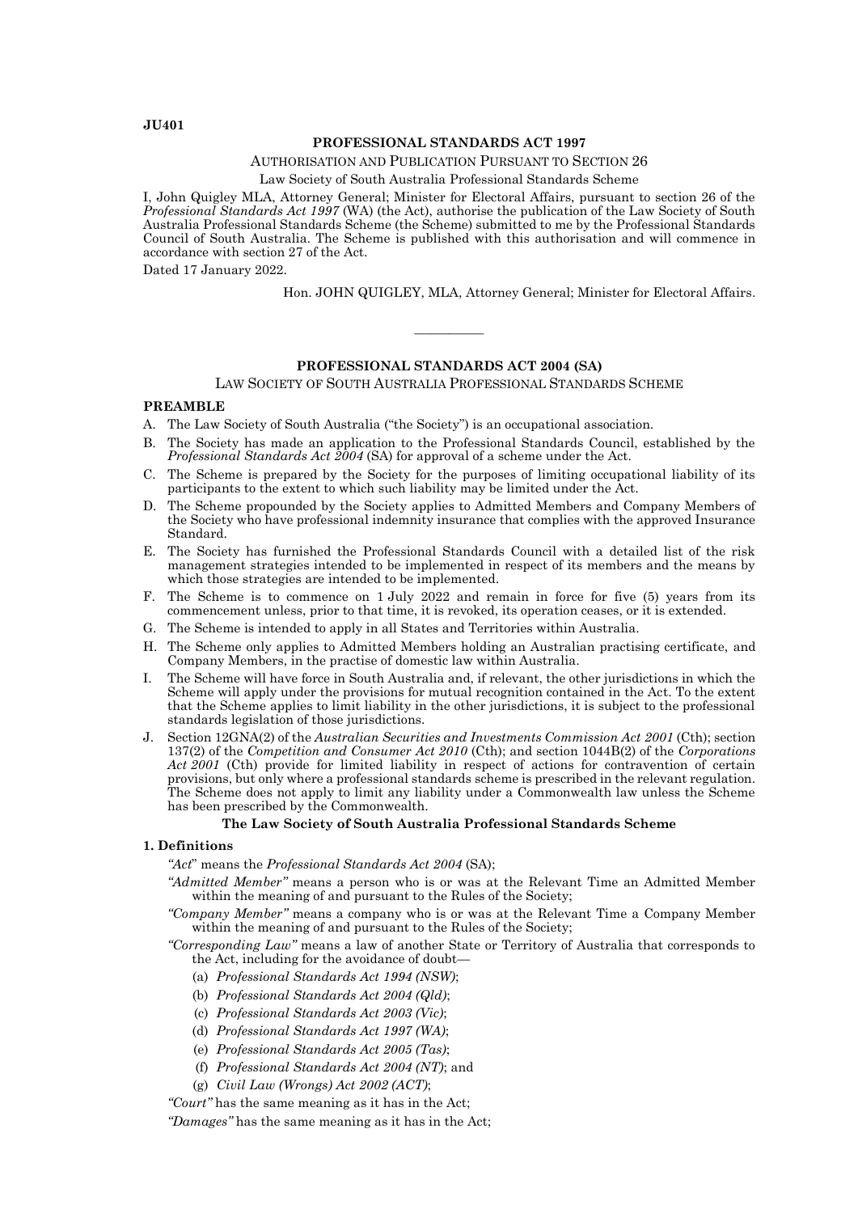**JU401**

**PROFESSIONAL STANDARDS ACT 1997**

AUTHORISATION AND PUBLICATION PURSUANT TO SECTION 26

Law Society of South Australia Professional Standards Scheme

I, John Quigley MLA, Attorney General; Minister for Electoral Affairs, pursuant to section 26 of the *Professional Standards Act 1997* (WA) (the Act), authorise the publication of the Law Society of South Australia Professional Standards Scheme (the Scheme) submitted to me by the Professional Standards Council of South Australia. The Scheme is published with this authorisation and will commence in accordance with section 27 of the Act.

Dated 17 January 2022.

Hon. JOHN QUIGLEY, MLA, Attorney General; Minister for Electoral Affairs.

---

**PROFESSIONAL STANDARDS ACT 2004 (SA)**

LAW SOCIETY OF SOUTH AUSTRALIA PROFESSIONAL STANDARDS SCHEME

**PREAMBLE**

A. The Law Society of South Australia ("the Society") is an occupational association.

B. The Society has made an application to the Professional Standards Council, established by the *Professional Standards Act 2004* (SA) for approval of a scheme under the Act.

C. The Scheme is prepared by the Society for the purposes of limiting occupational liability of its participants to the extent to which such liability may be limited under the Act.

D. The Scheme propounded by the Society applies to Admitted Members and Company Members of the Society who have professional indemnity insurance that complies with the approved Insurance Standard.

E. The Society has furnished the Professional Standards Council with a detailed list of the risk management strategies intended to be implemented in respect of its members and the means by which those strategies are intended to be implemented.

F. The Scheme is to commence on 1 July 2022 and remain in force for five (5) years from its commencement unless, prior to that time, it is revoked, its operation ceases, or it is extended.

G. The Scheme is intended to apply in all States and Territories within Australia.

H. The Scheme only applies to Admitted Members holding an Australian practising certificate, and Company Members, in the practise of domestic law within Australia.

I. The Scheme will have force in South Australia and, if relevant, the other jurisdictions in which the Scheme will apply under the provisions for mutual recognition contained in the Act. To the extent that the Scheme applies to limit liability in the other jurisdictions, it is subject to the professional standards legislation of those jurisdictions.

J. Section 12GNA(2) of the *Australian Securities and Investments Commission Act 2001* (Cth); section 137(2) of the *Competition and Consumer Act 2010* (Cth); and section 1044B(2) of the *Corporations Act 2001* (Cth) provide for limited liability in respect of actions for contravention of certain provisions, but only where a professional standards scheme is prescribed in the relevant regulation. The Scheme does not apply to limit any liability under a Commonwealth law unless the Scheme has been prescribed by the Commonwealth.

**The Law Society of South Australia Professional Standards Scheme**

**1. Definitions**

*"Act*" means the *Professional Standards Act 2004* (SA);

*"Admitted Member"* means a person who is or was at the Relevant Time an Admitted Member within the meaning of and pursuant to the Rules of the Society;

*"Company Member"* means a company who is or was at the Relevant Time a Company Member within the meaning of and pursuant to the Rules of the Society;

*"Corresponding Law"* means a law of another State or Territory of Australia that corresponds to the Act, including for the avoidance of doubt—

(a) *Professional Standards Act 1994 (NSW)*;

(b) *Professional Standards Act 2004 (Qld)*;

(c) *Professional Standards Act 2003 (Vic)*;

(d) *Professional Standards Act 1997 (WA)*;

(e) *Professional Standards Act 2005 (Tas)*;

(f) *Professional Standards Act 2004 (NT)*; and

(g) *Civil Law (Wrongs) Act 2002 (ACT)*;

*"Court"* has the same meaning as it has in the Act;

*"Damages"* has the same meaning as it has in the Act;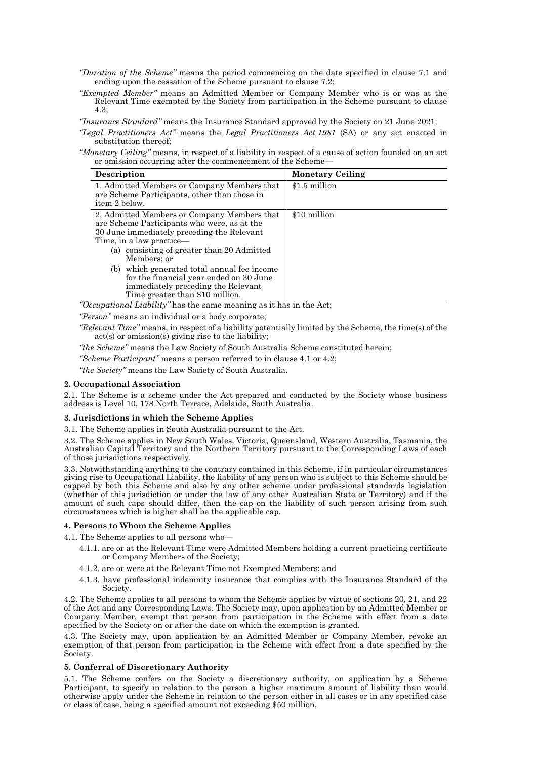*"Duration of the Scheme"* means the period commencing on the date specified in clause 7.1 and ending upon the cessation of the Scheme pursuant to clause 7.2;

*"Exempted Member"* means an Admitted Member or Company Member who is or was at the Relevant Time exempted by the Society from participation in the Scheme pursuant to clause 4.3;

*"Insurance Standard"* means the Insurance Standard approved by the Society on 21 June 2021;

*"Legal Practitioners Act"* means the *Legal Practitioners Act 1981* (SA) or any act enacted in substitution thereof;

*"Monetary Ceiling"* means, in respect of a liability in respect of a cause of action founded on an act or omission occurring after the commencement of the Scheme—

| Description | Monetary Ceiling |
|---|---|
| 1. Admitted Members or Company Members that are Scheme Participants, other than those in item 2 below. | $1.5 million |
| 2. Admitted Members or Company Members that are Scheme Participants who were, as at the 30 June immediately preceding the Relevant Time, in a law practice— (a) consisting of greater than 20 Admitted Members; or (b) which generated total annual fee income for the financial year ended on 30 June immediately preceding the Relevant Time greater than $10 million. | $10 million |

*"Occupational Liability"* has the same meaning as it has in the Act;

*"Person"* means an individual or a body corporate;

*"Relevant Time"* means, in respect of a liability potentially limited by the Scheme, the time(s) of the act(s) or omission(s) giving rise to the liability;

*"the Scheme"* means the Law Society of South Australia Scheme constituted herein;

*"Scheme Participant"* means a person referred to in clause 4.1 or 4.2;

*"the Society"* means the Law Society of South Australia.

**2. Occupational Association**

2.1. The Scheme is a scheme under the Act prepared and conducted by the Society whose business address is Level 10, 178 North Terrace, Adelaide, South Australia.

**3. Jurisdictions in which the Scheme Applies**

3.1. The Scheme applies in South Australia pursuant to the Act.

3.2. The Scheme applies in New South Wales, Victoria, Queensland, Western Australia, Tasmania, the Australian Capital Territory and the Northern Territory pursuant to the Corresponding Laws of each of those jurisdictions respectively.

3.3. Notwithstanding anything to the contrary contained in this Scheme, if in particular circumstances giving rise to Occupational Liability, the liability of any person who is subject to this Scheme should be capped by both this Scheme and also by any other scheme under professional standards legislation (whether of this jurisdiction or under the law of any other Australian State or Territory) and if the amount of such caps should differ, then the cap on the liability of such person arising from such circumstances which is higher shall be the applicable cap.

**4. Persons to Whom the Scheme Applies**

4.1. The Scheme applies to all persons who—

4.1.1. are or at the Relevant Time were Admitted Members holding a current practicing certificate or Company Members of the Society;

4.1.2. are or were at the Relevant Time not Exempted Members; and

4.1.3. have professional indemnity insurance that complies with the Insurance Standard of the Society.

4.2. The Scheme applies to all persons to whom the Scheme applies by virtue of sections 20, 21, and 22 of the Act and any Corresponding Laws. The Society may, upon application by an Admitted Member or Company Member, exempt that person from participation in the Scheme with effect from a date specified by the Society on or after the date on which the exemption is granted.

4.3. The Society may, upon application by an Admitted Member or Company Member, revoke an exemption of that person from participation in the Scheme with effect from a date specified by the Society.

**5. Conferral of Discretionary Authority**

5.1. The Scheme confers on the Society a discretionary authority, on application by a Scheme Participant, to specify in relation to the person a higher maximum amount of liability than would otherwise apply under the Scheme in relation to the person either in all cases or in any specified case or class of case, being a specified amount not exceeding $50 million.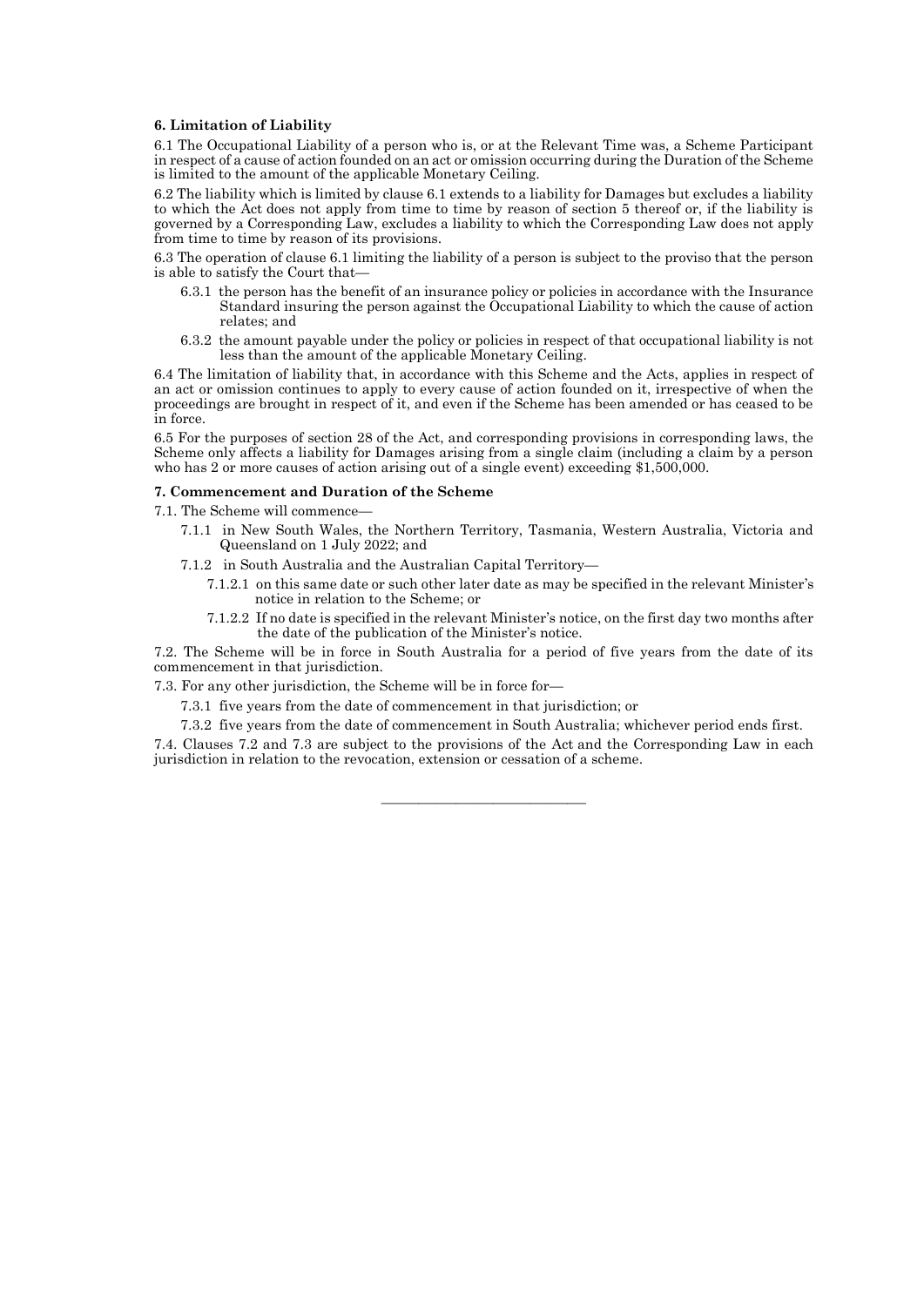### 6. Limitation of Liability

6.1 The Occupational Liability of a person who is, or at the Relevant Time was, a Scheme Participant in respect of a cause of action founded on an act or omission occurring during the Duration of the Scheme is limited to the amount of the applicable Monetary Ceiling.

6.2 The liability which is limited by clause 6.1 extends to a liability for Damages but excludes a liability to which the Act does not apply from time to time by reason of section 5 thereof or, if the liability is governed by a Corresponding Law, excludes a liability to which the Corresponding Law does not apply from time to time by reason of its provisions.

6.3 The operation of clause 6.1 limiting the liability of a person is subject to the proviso that the person is able to satisfy the Court that—

- 6.3.1 the person has the benefit of an insurance policy or policies in accordance with the Insurance Standard insuring the person against the Occupational Liability to which the cause of action relates; and
- 6.3.2 the amount payable under the policy or policies in respect of that occupational liability is not less than the amount of the applicable Monetary Ceiling.

6.4 The limitation of liability that, in accordance with this Scheme and the Acts, applies in respect of an act or omission continues to apply to every cause of action founded on it, irrespective of when the proceedings are brought in respect of it, and even if the Scheme has been amended or has ceased to be in force.

6.5 For the purposes of section 28 of the Act, and corresponding provisions in corresponding laws, the Scheme only affects a liability for Damages arising from a single claim (including a claim by a person who has 2 or more causes of action arising out of a single event) exceeding $1,500,000.

### 7. Commencement and Duration of the Scheme

7.1. The Scheme will commence—

- 7.1.1 in New South Wales, the Northern Territory, Tasmania, Western Australia, Victoria and Queensland on 1 July 2022; and
- 7.1.2 in South Australia and the Australian Capital Territory—
  - 7.1.2.1 on this same date or such other later date as may be specified in the relevant Minister's notice in relation to the Scheme; or
  - 7.1.2.2 If no date is specified in the relevant Minister's notice, on the first day two months after the date of the publication of the Minister's notice.

7.2. The Scheme will be in force in South Australia for a period of five years from the date of its commencement in that jurisdiction.

7.3. For any other jurisdiction, the Scheme will be in force for—

- 7.3.1 five years from the date of commencement in that jurisdiction; or
- 7.3.2 five years from the date of commencement in South Australia; whichever period ends first.

7.4. Clauses 7.2 and 7.3 are subject to the provisions of the Act and the Corresponding Law in each jurisdiction in relation to the revocation, extension or cessation of a scheme.

---